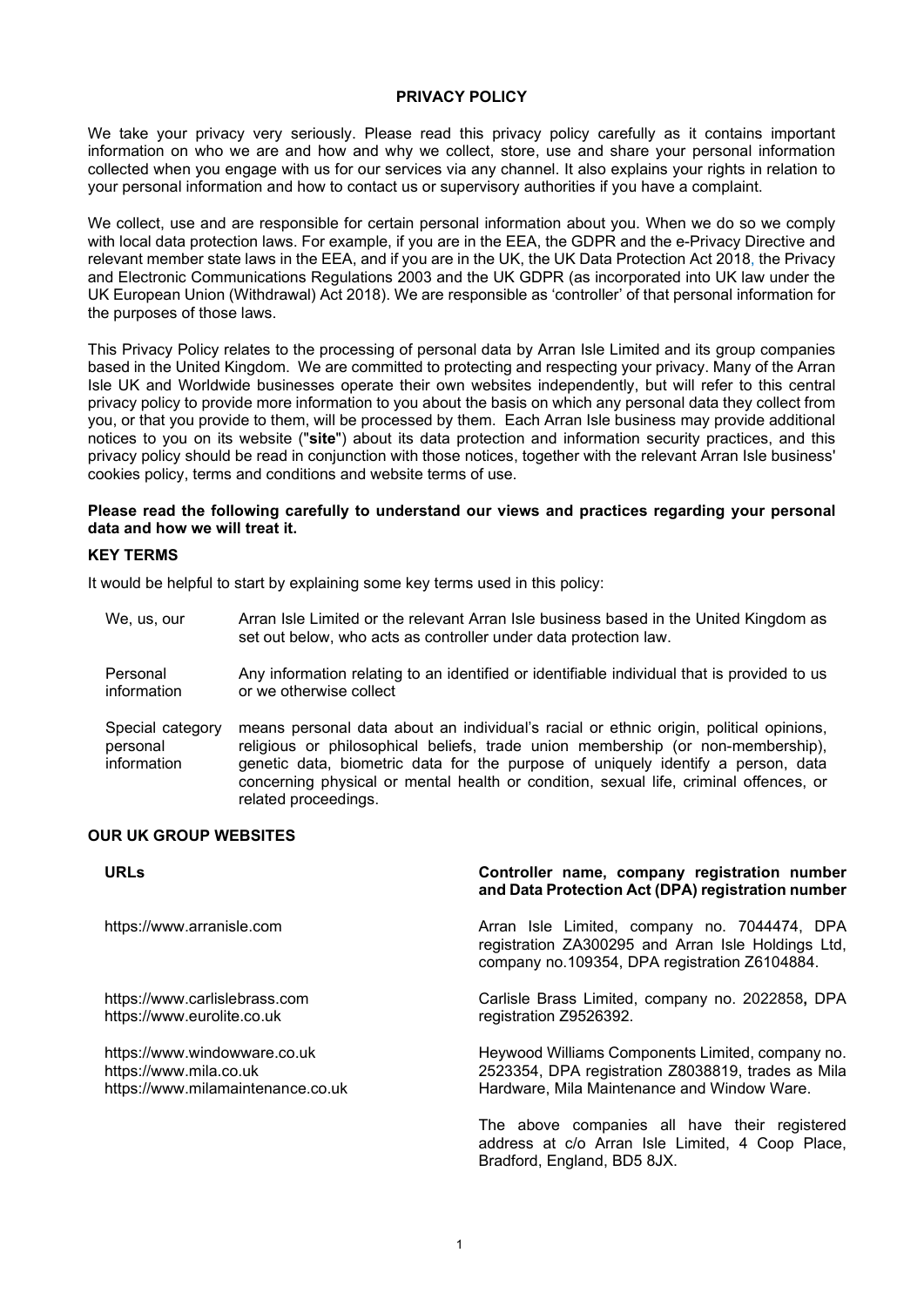# PRIVACY POLICY

We take your privacy very seriously. Please read this privacy policy carefully as it contains important information on who we are and how and why we collect, store, use and share your personal information collected when you engage with us for our services via any channel. It also explains your rights in relation to your personal information and how to contact us or supervisory authorities if you have a complaint.

We collect, use and are responsible for certain personal information about you. When we do so we comply with local data protection laws. For example, if you are in the EEA, the GDPR and the e-Privacy Directive and relevant member state laws in the EEA, and if you are in the UK, the UK Data Protection Act 2018, the Privacy and Electronic Communications Regulations 2003 and the UK GDPR (as incorporated into UK law under the UK European Union (Withdrawal) Act 2018). We are responsible as 'controller' of that personal information for the purposes of those laws.

This Privacy Policy relates to the processing of personal data by Arran Isle Limited and its group companies based in the United Kingdom. We are committed to protecting and respecting your privacy. Many of the Arran Isle UK and Worldwide businesses operate their own websites independently, but will refer to this central privacy policy to provide more information to you about the basis on which any personal data they collect from you, or that you provide to them, will be processed by them. Each Arran Isle business may provide additional notices to you on its website ("**site**") about its data protection and information security practices, and this privacy policy should be read in conjunction with those notices, together with the relevant Arran Isle business' cookies policy, terms and conditions and website terms of use.

**Please read the following carefully to understand our views and practices regarding your personal data and how we will treat it.**

## KEY TERMS

It would be helpful to start by explaining some key terms used in this policy:

| | |
|---|---|
| We, us, our | Arran Isle Limited or the relevant Arran Isle business based in the United Kingdom as set out below, who acts as controller under data protection law. |
| Personal information | Any information relating to an identified or identifiable individual that is provided to us or we otherwise collect |
| Special category personal information | means personal data about an individual's racial or ethnic origin, political opinions, religious or philosophical beliefs, trade union membership (or non-membership), genetic data, biometric data for the purpose of uniquely identify a person, data concerning physical or mental health or condition, sexual life, criminal offences, or related proceedings. |

## OUR UK GROUP WEBSITES

| URLs | Controller name, company registration number and Data Protection Act (DPA) registration number |
|---|---|
| https://www.arranisle.com | Arran Isle Limited, company no. 7044474, DPA registration ZA300295 and Arran Isle Holdings Ltd, company no.109354, DPA registration Z6104884. |
| https://www.carlislebrass.com<br>https://www.eurolite.co.uk | Carlisle Brass Limited, company no. 2022858**,** DPA registration Z9526392. |
| https://www.windowware.co.uk<br>https://www.mila.co.uk<br>https://www.milamaintenance.co.uk | Heywood Williams Components Limited, company no. 2523354, DPA registration Z8038819, trades as Mila Hardware, Mila Maintenance and Window Ware. |
| | The above companies all have their registered address at c/o Arran Isle Limited, 4 Coop Place, Bradford, England, BD5 8JX. |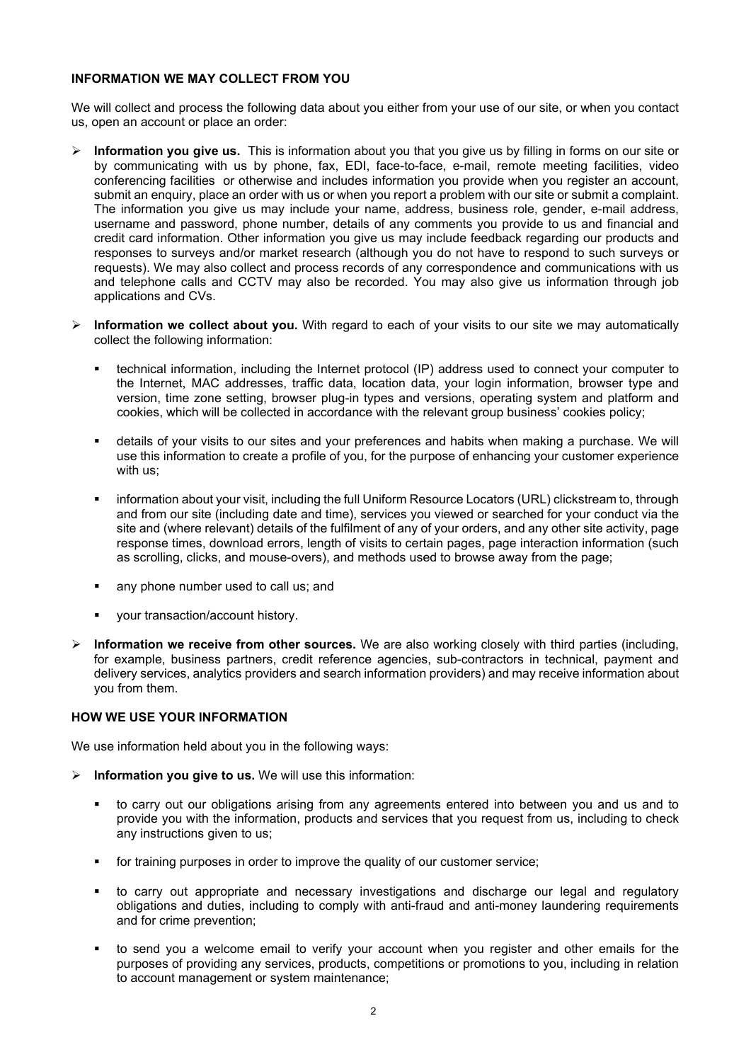**INFORMATION WE MAY COLLECT FROM YOU**

We will collect and process the following data about you either from your use of our site, or when you contact us, open an account or place an order:

- **Information you give us.** This is information about you that you give us by filling in forms on our site or by communicating with us by phone, fax, EDI, face-to-face, e-mail, remote meeting facilities, video conferencing facilities or otherwise and includes information you provide when you register an account, submit an enquiry, place an order with us or when you report a problem with our site or submit a complaint. The information you give us may include your name, address, business role, gender, e-mail address, username and password, phone number, details of any comments you provide to us and financial and credit card information. Other information you give us may include feedback regarding our products and responses to surveys and/or market research (although you do not have to respond to such surveys or requests). We may also collect and process records of any correspondence and communications with us and telephone calls and CCTV may also be recorded. You may also give us information through job applications and CVs.

- **Information we collect about you.** With regard to each of your visits to our site we may automatically collect the following information:

  - technical information, including the Internet protocol (IP) address used to connect your computer to the Internet, MAC addresses, traffic data, location data, your login information, browser type and version, time zone setting, browser plug-in types and versions, operating system and platform and cookies, which will be collected in accordance with the relevant group business' cookies policy;

  - details of your visits to our sites and your preferences and habits when making a purchase. We will use this information to create a profile of you, for the purpose of enhancing your customer experience with us;

  - information about your visit, including the full Uniform Resource Locators (URL) clickstream to, through and from our site (including date and time), services you viewed or searched for your conduct via the site and (where relevant) details of the fulfilment of any of your orders, and any other site activity, page response times, download errors, length of visits to certain pages, page interaction information (such as scrolling, clicks, and mouse-overs), and methods used to browse away from the page;

  - any phone number used to call us; and

  - your transaction/account history.

- **Information we receive from other sources.** We are also working closely with third parties (including, for example, business partners, credit reference agencies, sub-contractors in technical, payment and delivery services, analytics providers and search information providers) and may receive information about you from them.

**HOW WE USE YOUR INFORMATION**

We use information held about you in the following ways:

- **Information you give to us.** We will use this information:

  - to carry out our obligations arising from any agreements entered into between you and us and to provide you with the information, products and services that you request from us, including to check any instructions given to us;

  - for training purposes in order to improve the quality of our customer service;

  - to carry out appropriate and necessary investigations and discharge our legal and regulatory obligations and duties, including to comply with anti-fraud and anti-money laundering requirements and for crime prevention;

  - to send you a welcome email to verify your account when you register and other emails for the purposes of providing any services, products, competitions or promotions to you, including in relation to account management or system maintenance;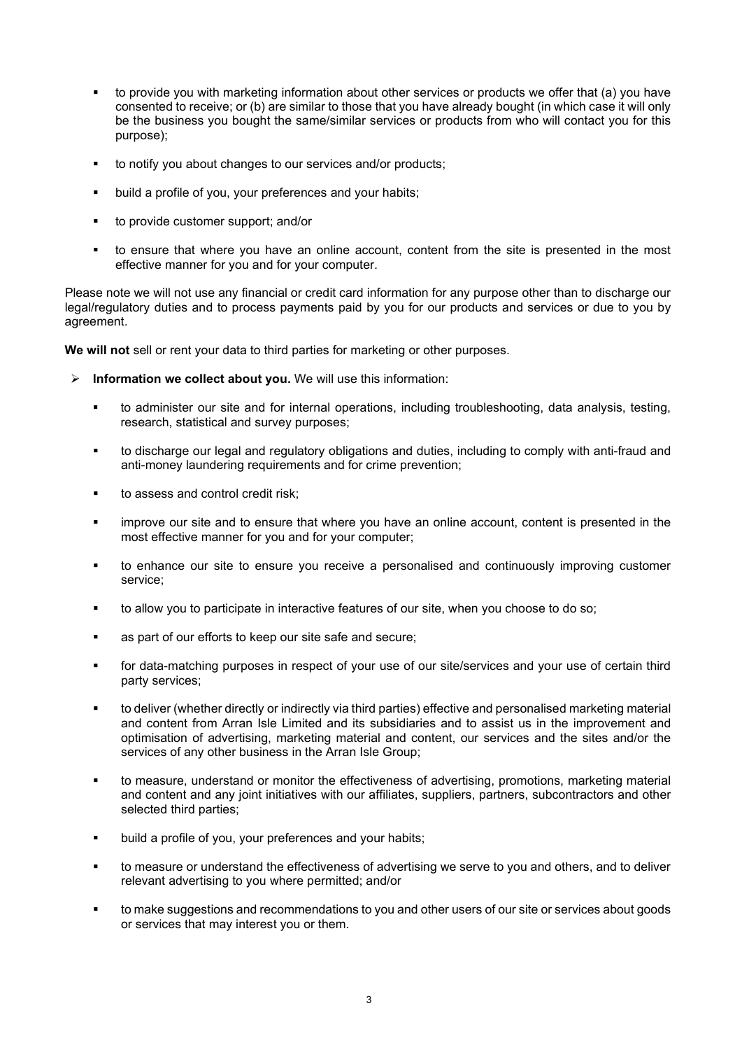- to provide you with marketing information about other services or products we offer that (a) you have consented to receive; or (b) are similar to those that you have already bought (in which case it will only be the business you bought the same/similar services or products from who will contact you for this purpose);
- to notify you about changes to our services and/or products;
- build a profile of you, your preferences and your habits;
- to provide customer support; and/or
- to ensure that where you have an online account, content from the site is presented in the most effective manner for you and for your computer.

Please note we will not use any financial or credit card information for any purpose other than to discharge our legal/regulatory duties and to process payments paid by you for our products and services or due to you by agreement.

**We will not** sell or rent your data to third parties for marketing or other purposes.

- **Information we collect about you.** We will use this information:
  - to administer our site and for internal operations, including troubleshooting, data analysis, testing, research, statistical and survey purposes;
  - to discharge our legal and regulatory obligations and duties, including to comply with anti-fraud and anti-money laundering requirements and for crime prevention;
  - to assess and control credit risk;
  - improve our site and to ensure that where you have an online account, content is presented in the most effective manner for you and for your computer;
  - to enhance our site to ensure you receive a personalised and continuously improving customer service;
  - to allow you to participate in interactive features of our site, when you choose to do so;
  - as part of our efforts to keep our site safe and secure;
  - for data-matching purposes in respect of your use of our site/services and your use of certain third party services;
  - to deliver (whether directly or indirectly via third parties) effective and personalised marketing material and content from Arran Isle Limited and its subsidiaries and to assist us in the improvement and optimisation of advertising, marketing material and content, our services and the sites and/or the services of any other business in the Arran Isle Group;
  - to measure, understand or monitor the effectiveness of advertising, promotions, marketing material and content and any joint initiatives with our affiliates, suppliers, partners, subcontractors and other selected third parties;
  - build a profile of you, your preferences and your habits;
  - to measure or understand the effectiveness of advertising we serve to you and others, and to deliver relevant advertising to you where permitted; and/or
  - to make suggestions and recommendations to you and other users of our site or services about goods or services that may interest you or them.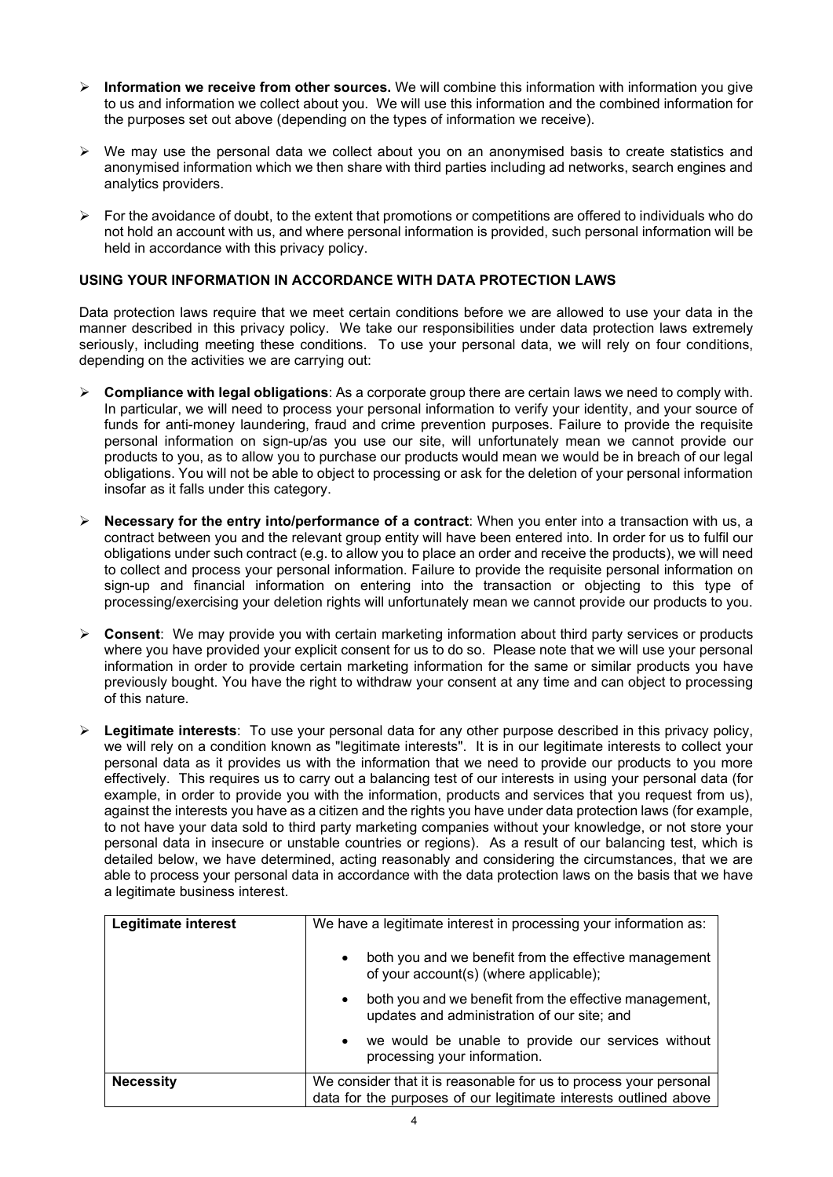- **Information we receive from other sources.** We will combine this information with information you give to us and information we collect about you. We will use this information and the combined information for the purposes set out above (depending on the types of information we receive).

- We may use the personal data we collect about you on an anonymised basis to create statistics and anonymised information which we then share with third parties including ad networks, search engines and analytics providers.

- For the avoidance of doubt, to the extent that promotions or competitions are offered to individuals who do not hold an account with us, and where personal information is provided, such personal information will be held in accordance with this privacy policy.

**USING YOUR INFORMATION IN ACCORDANCE WITH DATA PROTECTION LAWS**

Data protection laws require that we meet certain conditions before we are allowed to use your data in the manner described in this privacy policy. We take our responsibilities under data protection laws extremely seriously, including meeting these conditions. To use your personal data, we will rely on four conditions, depending on the activities we are carrying out:

- **Compliance with legal obligations**: As a corporate group there are certain laws we need to comply with. In particular, we will need to process your personal information to verify your identity, and your source of funds for anti-money laundering, fraud and crime prevention purposes. Failure to provide the requisite personal information on sign-up/as you use our site, will unfortunately mean we cannot provide our products to you, as to allow you to purchase our products would mean we would be in breach of our legal obligations. You will not be able to object to processing or ask for the deletion of your personal information insofar as it falls under this category.

- **Necessary for the entry into/performance of a contract**: When you enter into a transaction with us, a contract between you and the relevant group entity will have been entered into. In order for us to fulfil our obligations under such contract (e.g. to allow you to place an order and receive the products), we will need to collect and process your personal information. Failure to provide the requisite personal information on sign-up and financial information on entering into the transaction or objecting to this type of processing/exercising your deletion rights will unfortunately mean we cannot provide our products to you.

- **Consent**: We may provide you with certain marketing information about third party services or products where you have provided your explicit consent for us to do so. Please note that we will use your personal information in order to provide certain marketing information for the same or similar products you have previously bought. You have the right to withdraw your consent at any time and can object to processing of this nature.

- **Legitimate interests**: To use your personal data for any other purpose described in this privacy policy, we will rely on a condition known as "legitimate interests". It is in our legitimate interests to collect your personal data as it provides us with the information that we need to provide our products to you more effectively. This requires us to carry out a balancing test of our interests in using your personal data (for example, in order to provide you with the information, products and services that you request from us), against the interests you have as a citizen and the rights you have under data protection laws (for example, to not have your data sold to third party marketing companies without your knowledge, or not store your personal data in insecure or unstable countries or regions). As a result of our balancing test, which is detailed below, we have determined, acting reasonably and considering the circumstances, that we are able to process your personal data in accordance with the data protection laws on the basis that we have a legitimate business interest.

| **Legitimate interest** | We have a legitimate interest in processing your information as:<br>• both you and we benefit from the effective management of your account(s) (where applicable);<br>• both you and we benefit from the effective management, updates and administration of our site; and<br>• we would be unable to provide our services without processing your information. |
|---|---|
| **Necessity** | We consider that it is reasonable for us to process your personal data for the purposes of our legitimate interests outlined above |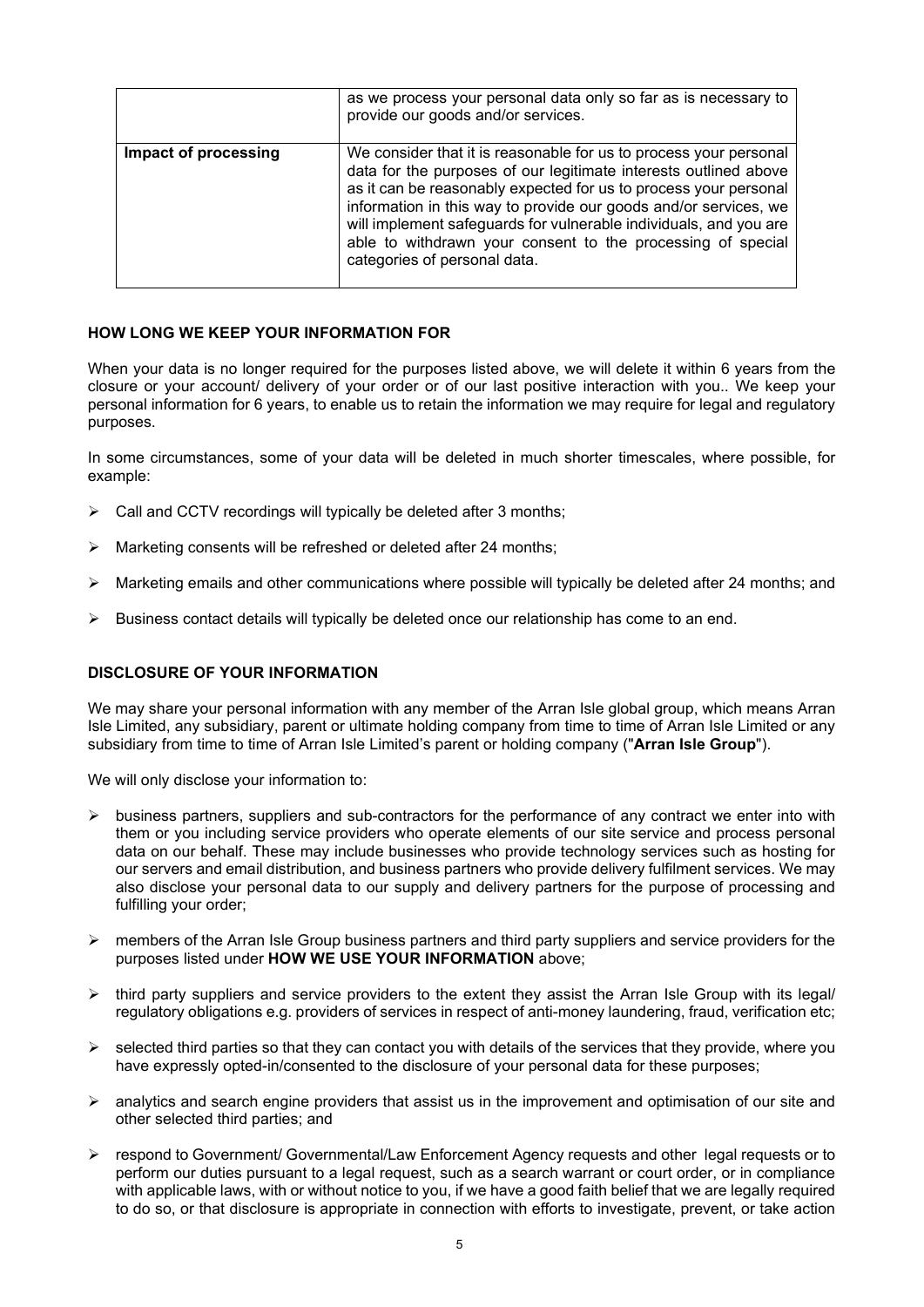|  | as we process your personal data only so far as is necessary to provide our goods and/or services. |
| --- | --- |
| **Impact of processing** | We consider that it is reasonable for us to process your personal data for the purposes of our legitimate interests outlined above as it can be reasonably expected for us to process your personal information in this way to provide our goods and/or services, we will implement safeguards for vulnerable individuals, and you are able to withdrawn your consent to the processing of special categories of personal data. |

**HOW LONG WE KEEP YOUR INFORMATION FOR**

When your data is no longer required for the purposes listed above, we will delete it within 6 years from the closure or your account/ delivery of your order or of our last positive interaction with you.. We keep your personal information for 6 years, to enable us to retain the information we may require for legal and regulatory purposes.

In some circumstances, some of your data will be deleted in much shorter timescales, where possible, for example:

- Call and CCTV recordings will typically be deleted after 3 months;
- Marketing consents will be refreshed or deleted after 24 months;
- Marketing emails and other communications where possible will typically be deleted after 24 months; and
- Business contact details will typically be deleted once our relationship has come to an end.

**DISCLOSURE OF YOUR INFORMATION**

We may share your personal information with any member of the Arran Isle global group, which means Arran Isle Limited, any subsidiary, parent or ultimate holding company from time to time of Arran Isle Limited or any subsidiary from time to time of Arran Isle Limited's parent or holding company ("**Arran Isle Group**").

We will only disclose your information to:

- business partners, suppliers and sub-contractors for the performance of any contract we enter into with them or you including service providers who operate elements of our site service and process personal data on our behalf. These may include businesses who provide technology services such as hosting for our servers and email distribution, and business partners who provide delivery fulfilment services. We may also disclose your personal data to our supply and delivery partners for the purpose of processing and fulfilling your order;
- members of the Arran Isle Group business partners and third party suppliers and service providers for the purposes listed under **HOW WE USE YOUR INFORMATION** above;
- third party suppliers and service providers to the extent they assist the Arran Isle Group with its legal/ regulatory obligations e.g. providers of services in respect of anti-money laundering, fraud, verification etc;
- selected third parties so that they can contact you with details of the services that they provide, where you have expressly opted-in/consented to the disclosure of your personal data for these purposes;
- analytics and search engine providers that assist us in the improvement and optimisation of our site and other selected third parties; and
- respond to Government/ Governmental/Law Enforcement Agency requests and other legal requests or to perform our duties pursuant to a legal request, such as a search warrant or court order, or in compliance with applicable laws, with or without notice to you, if we have a good faith belief that we are legally required to do so, or that disclosure is appropriate in connection with efforts to investigate, prevent, or take action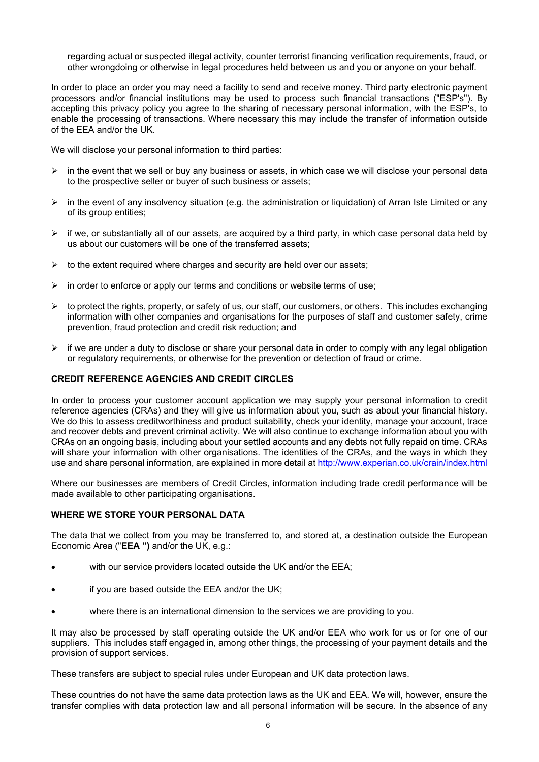regarding actual or suspected illegal activity, counter terrorist financing verification requirements, fraud, or other wrongdoing or otherwise in legal procedures held between us and you or anyone on your behalf.

In order to place an order you may need a facility to send and receive money. Third party electronic payment processors and/or financial institutions may be used to process such financial transactions ("ESP's"). By accepting this privacy policy you agree to the sharing of necessary personal information, with the ESP's, to enable the processing of transactions. Where necessary this may include the transfer of information outside of the EEA and/or the UK.

We will disclose your personal information to third parties:

- in the event that we sell or buy any business or assets, in which case we will disclose your personal data to the prospective seller or buyer of such business or assets;
- in the event of any insolvency situation (e.g. the administration or liquidation) of Arran Isle Limited or any of its group entities;
- if we, or substantially all of our assets, are acquired by a third party, in which case personal data held by us about our customers will be one of the transferred assets;
- to the extent required where charges and security are held over our assets;
- in order to enforce or apply our terms and conditions or website terms of use;
- to protect the rights, property, or safety of us, our staff, our customers, or others. This includes exchanging information with other companies and organisations for the purposes of staff and customer safety, crime prevention, fraud protection and credit risk reduction; and
- if we are under a duty to disclose or share your personal data in order to comply with any legal obligation or regulatory requirements, or otherwise for the prevention or detection of fraud or crime.

**CREDIT REFERENCE AGENCIES AND CREDIT CIRCLES**

In order to process your customer account application we may supply your personal information to credit reference agencies (CRAs) and they will give us information about you, such as about your financial history. We do this to assess creditworthiness and product suitability, check your identity, manage your account, trace and recover debts and prevent criminal activity. We will also continue to exchange information about you with CRAs on an ongoing basis, including about your settled accounts and any debts not fully repaid on time. CRAs will share your information with other organisations. The identities of the CRAs, and the ways in which they use and share personal information, are explained in more detail at http://www.experian.co.uk/crain/index.html

Where our businesses are members of Credit Circles, information including trade credit performance will be made available to other participating organisations.

**WHERE WE STORE YOUR PERSONAL DATA**

The data that we collect from you may be transferred to, and stored at, a destination outside the European Economic Area ("**EEA ")** and/or the UK, e.g.:

- with our service providers located outside the UK and/or the EEA;
- if you are based outside the EEA and/or the UK;
- where there is an international dimension to the services we are providing to you.

It may also be processed by staff operating outside the UK and/or EEA who work for us or for one of our suppliers. This includes staff engaged in, among other things, the processing of your payment details and the provision of support services.

These transfers are subject to special rules under European and UK data protection laws.

These countries do not have the same data protection laws as the UK and EEA. We will, however, ensure the transfer complies with data protection law and all personal information will be secure. In the absence of any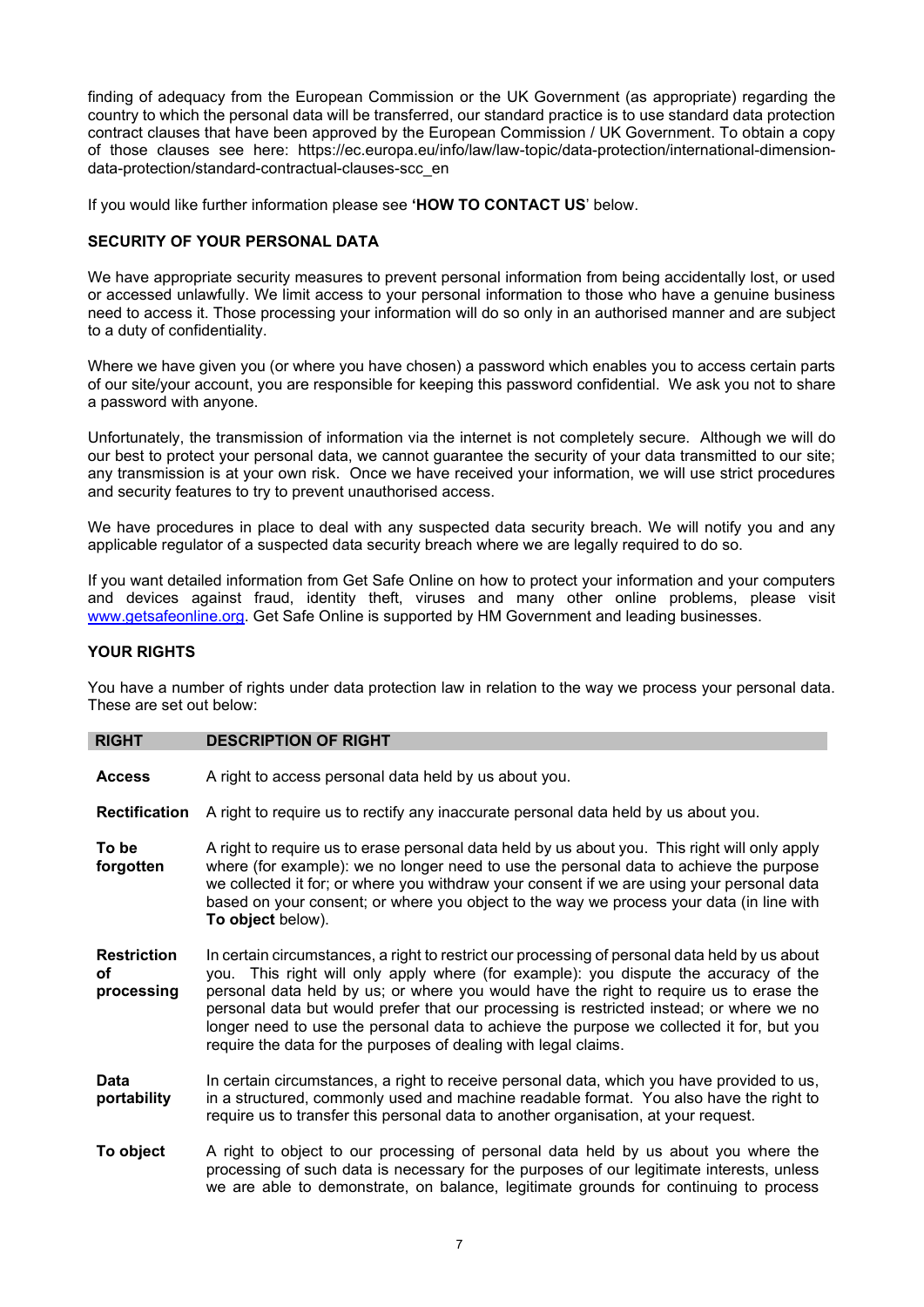finding of adequacy from the European Commission or the UK Government (as appropriate) regarding the country to which the personal data will be transferred, our standard practice is to use standard data protection contract clauses that have been approved by the European Commission / UK Government. To obtain a copy of those clauses see here: https://ec.europa.eu/info/law/law-topic/data-protection/international-dimension-data-protection/standard-contractual-clauses-scc_en

If you would like further information please see **'HOW TO CONTACT US'** below.

**SECURITY OF YOUR PERSONAL DATA**

We have appropriate security measures to prevent personal information from being accidentally lost, or used or accessed unlawfully. We limit access to your personal information to those who have a genuine business need to access it. Those processing your information will do so only in an authorised manner and are subject to a duty of confidentiality.

Where we have given you (or where you have chosen) a password which enables you to access certain parts of our site/your account, you are responsible for keeping this password confidential. We ask you not to share a password with anyone.

Unfortunately, the transmission of information via the internet is not completely secure. Although we will do our best to protect your personal data, we cannot guarantee the security of your data transmitted to our site; any transmission is at your own risk. Once we have received your information, we will use strict procedures and security features to try to prevent unauthorised access.

We have procedures in place to deal with any suspected data security breach. We will notify you and any applicable regulator of a suspected data security breach where we are legally required to do so.

If you want detailed information from Get Safe Online on how to protect your information and your computers and devices against fraud, identity theft, viruses and many other online problems, please visit www.getsafeonline.org. Get Safe Online is supported by HM Government and leading businesses.

**YOUR RIGHTS**

You have a number of rights under data protection law in relation to the way we process your personal data. These are set out below:

| RIGHT | DESCRIPTION OF RIGHT |
|---|---|
| **Access** | A right to access personal data held by us about you. |
| **Rectification** | A right to require us to rectify any inaccurate personal data held by us about you. |
| **To be forgotten** | A right to require us to erase personal data held by us about you. This right will only apply where (for example): we no longer need to use the personal data to achieve the purpose we collected it for; or where you withdraw your consent if we are using your personal data based on your consent; or where you object to the way we process your data (in line with **To object** below). |
| **Restriction of processing** | In certain circumstances, a right to restrict our processing of personal data held by us about you. This right will only apply where (for example): you dispute the accuracy of the personal data held by us; or where you would have the right to require us to erase the personal data but would prefer that our processing is restricted instead; or where we no longer need to use the personal data to achieve the purpose we collected it for, but you require the data for the purposes of dealing with legal claims. |
| **Data portability** | In certain circumstances, a right to receive personal data, which you have provided to us, in a structured, commonly used and machine readable format. You also have the right to require us to transfer this personal data to another organisation, at your request. |
| **To object** | A right to object to our processing of personal data held by us about you where the processing of such data is necessary for the purposes of our legitimate interests, unless we are able to demonstrate, on balance, legitimate grounds for continuing to process |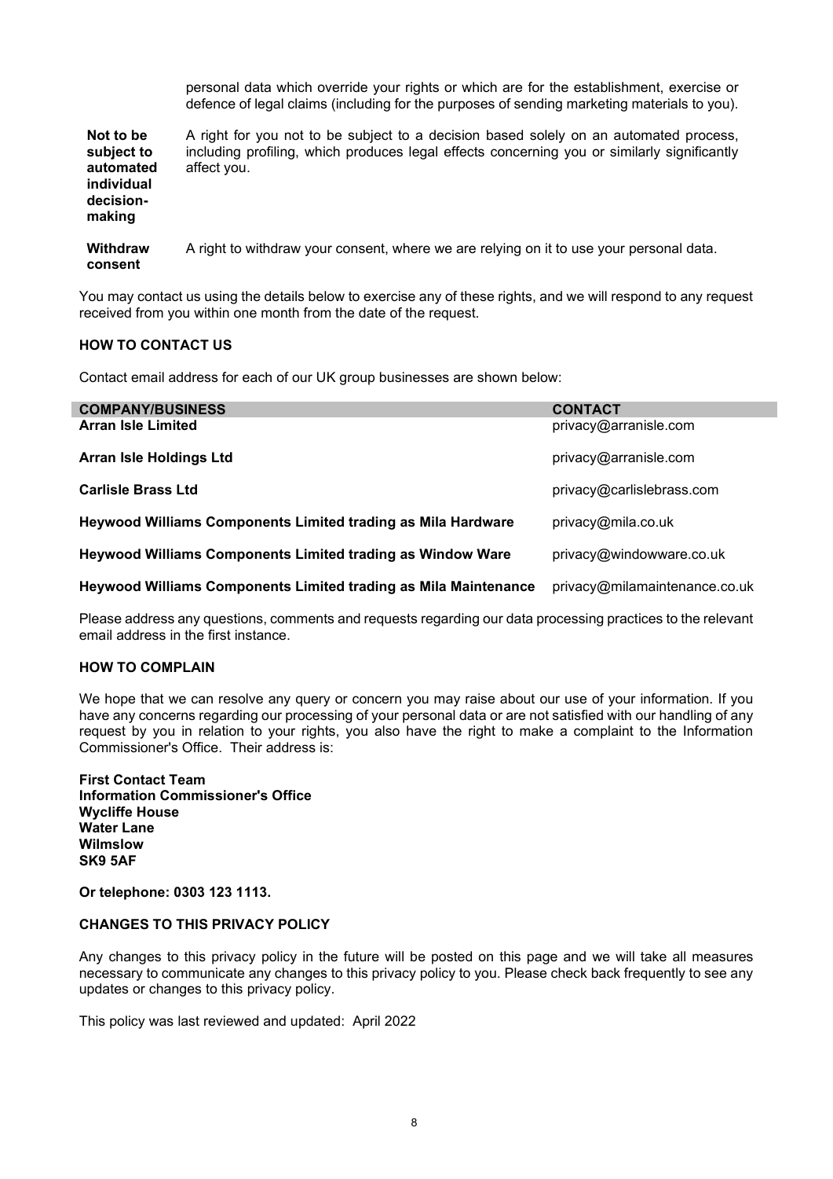personal data which override your rights or which are for the establishment, exercise or defence of legal claims (including for the purposes of sending marketing materials to you).

| | |
|---|---|
| **Not to be subject to automated individual decision-making** | A right for you not to be subject to a decision based solely on an automated process, including profiling, which produces legal effects concerning you or similarly significantly affect you. |
| **Withdraw consent** | A right to withdraw your consent, where we are relying on it to use your personal data. |

You may contact us using the details below to exercise any of these rights, and we will respond to any request received from you within one month from the date of the request.

## HOW TO CONTACT US

Contact email address for each of our UK group businesses are shown below:

| COMPANY/BUSINESS | CONTACT |
|---|---|
| **Arran Isle Limited** | privacy@arranisle.com |
| **Arran Isle Holdings Ltd** | privacy@arranisle.com |
| **Carlisle Brass Ltd** | privacy@carlislebrass.com |
| **Heywood Williams Components Limited trading as Mila Hardware** | privacy@mila.co.uk |
| **Heywood Williams Components Limited trading as Window Ware** | privacy@windowware.co.uk |
| **Heywood Williams Components Limited trading as Mila Maintenance** | privacy@milamaintenance.co.uk |

Please address any questions, comments and requests regarding our data processing practices to the relevant email address in the first instance.

## HOW TO COMPLAIN

We hope that we can resolve any query or concern you may raise about our use of your information. If you have any concerns regarding our processing of your personal data or are not satisfied with our handling of any request by you in relation to your rights, you also have the right to make a complaint to the Information Commissioner's Office. Their address is:

**First Contact Team**
**Information Commissioner's Office**
**Wycliffe House**
**Water Lane**
**Wilmslow**
**SK9 5AF**

**Or telephone: 0303 123 1113.**

## CHANGES TO THIS PRIVACY POLICY

Any changes to this privacy policy in the future will be posted on this page and we will take all measures necessary to communicate any changes to this privacy policy to you. Please check back frequently to see any updates or changes to this privacy policy.

This policy was last reviewed and updated: April 2022